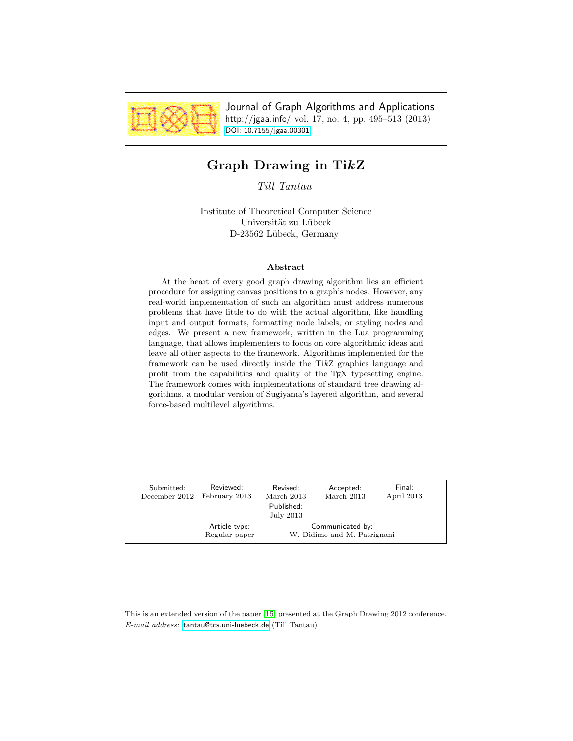Journal of Graph Algorithms and Applications
http://jgaa.info/ vol. 17, no. 4, pp. 495–513 (2013)
DOI: 10.7155/jgaa.00301

# Graph Drawing in Ti*k*Z

*Till Tantau*

Institute of Theoretical Computer Science
Universität zu Lübeck
D-23562 Lübeck, Germany

### Abstract

At the heart of every good graph drawing algorithm lies an efficient procedure for assigning canvas positions to a graph's nodes. However, any real-world implementation of such an algorithm must address numerous problems that have little to do with the actual algorithm, like handling input and output formats, formatting node labels, or styling nodes and edges. We present a new framework, written in the Lua programming language, that allows implementers to focus on core algorithmic ideas and leave all other aspects to the framework. Algorithms implemented for the framework can be used directly inside the Ti*k*Z graphics language and profit from the capabilities and quality of the TeX typesetting engine. The framework comes with implementations of standard tree drawing algorithms, a modular version of Sugiyama's layered algorithm, and several force-based multilevel algorithms.

| Submitted: | Reviewed: | Revised: | Accepted: | Final: |
|---|---|---|---|---|
| December 2012 | February 2013 | March 2013 | March 2013 | April 2013 |
| | | Published: July 2013 | | |
| | Article type: Regular paper | Communicated by: W. Didimo and M. Patrignani | | |

This is an extended version of the paper [15] presented at the Graph Drawing 2012 conference.
*E-mail address:* tantau@tcs.uni-luebeck.de (Till Tantau)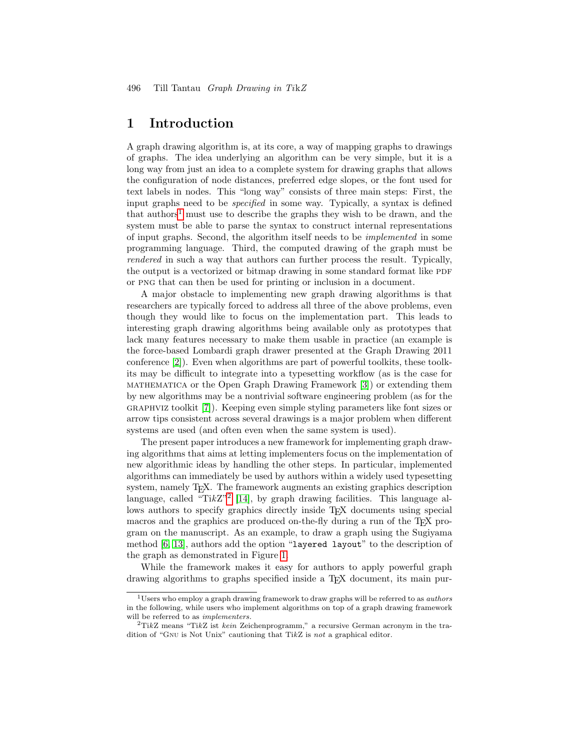# 1 Introduction

A graph drawing algorithm is, at its core, a way of mapping graphs to drawings of graphs. The idea underlying an algorithm can be very simple, but it is a long way from just an idea to a complete system for drawing graphs that allows the configuration of node distances, preferred edge slopes, or the font used for text labels in nodes. This "long way" consists of three main steps: First, the input graphs need to be *specified* in some way. Typically, a syntax is defined that authors[1] must use to describe the graphs they wish to be drawn, and the system must be able to parse the syntax to construct internal representations of input graphs. Second, the algorithm itself needs to be *implemented* in some programming language. Third, the computed drawing of the graph must be *rendered* in such a way that authors can further process the result. Typically, the output is a vectorized or bitmap drawing in some standard format like PDF or PNG that can then be used for printing or inclusion in a document.

A major obstacle to implementing new graph drawing algorithms is that researchers are typically forced to address all three of the above problems, even though they would like to focus on the implementation part. This leads to interesting graph drawing algorithms being available only as prototypes that lack many features necessary to make them usable in practice (an example is the force-based Lombardi graph drawer presented at the Graph Drawing 2011 conference [2]). Even when algorithms are part of powerful toolkits, these toolkits may be difficult to integrate into a typesetting workflow (as is the case for MATHEMATICA or the Open Graph Drawing Framework [3]) or extending them by new algorithms may be a nontrivial software engineering problem (as for the GRAPHVIZ toolkit [7]). Keeping even simple styling parameters like font sizes or arrow tips consistent across several drawings is a major problem when different systems are used (and often even when the same system is used).

The present paper introduces a new framework for implementing graph drawing algorithms that aims at letting implementers focus on the implementation of new algorithmic ideas by handling the other steps. In particular, implemented algorithms can immediately be used by authors within a widely used typesetting system, namely TeX. The framework augments an existing graphics description language, called "Ti*k*Z"[2] [14], by graph drawing facilities. This language allows authors to specify graphics directly inside TeX documents using special macros and the graphics are produced on-the-fly during a run of the TeX program on the manuscript. As an example, to draw a graph using the Sugiyama method [6, 13], authors add the option "`layered layout`" to the description of the graph as demonstrated in Figure 1.

While the framework makes it easy for authors to apply powerful graph drawing algorithms to graphs specified inside a TeX document, its main pur-

---

[1] Users who employ a graph drawing framework to draw graphs will be referred to as *authors* in the following, while users who implement algorithms on top of a graph drawing framework will be referred to as *implementers*.

[2] Ti*k*Z means "Ti*k*Z ist *kein* Zeichenprogramm," a recursive German acronym in the tradition of "GNU is Not Unix" cautioning that Ti*k*Z is *not* a graphical editor.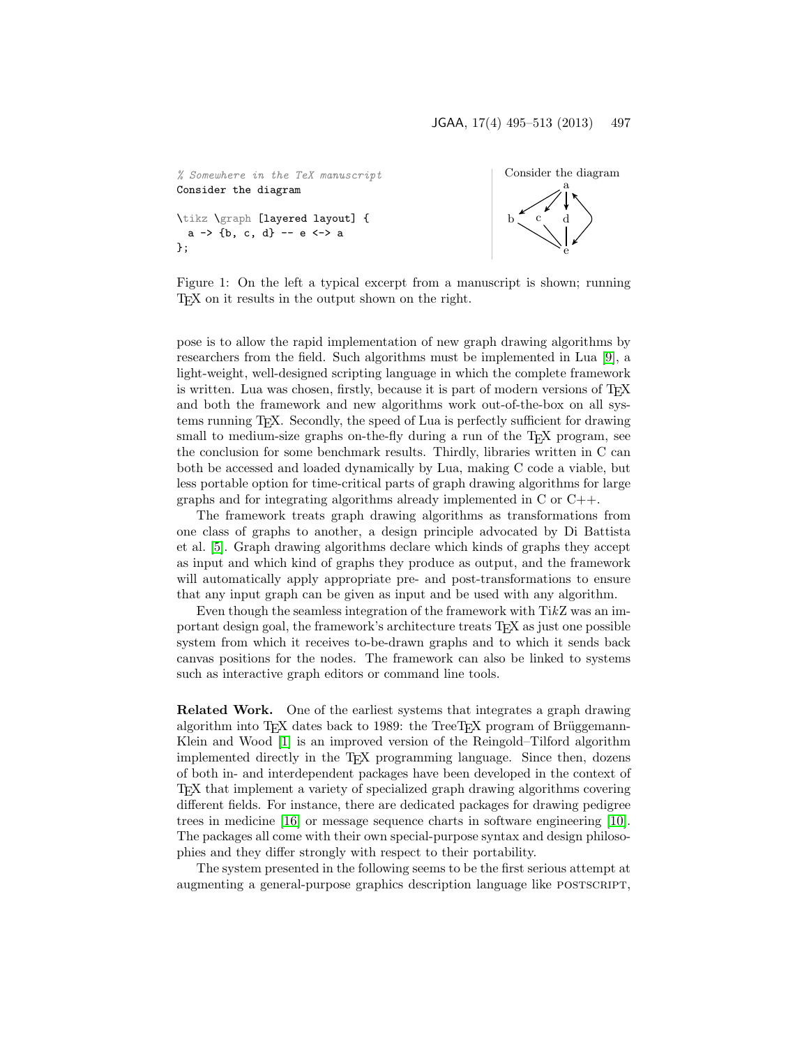```
% Somewhere in the TeX manuscript
Consider the diagram

\tikz \graph [layered layout] {
  a -> {b, c, d} -- e <-> a
};
```

Consider the diagram

Figure 1: On the left a typical excerpt from a manuscript is shown; running TEX on it results in the output shown on the right.

pose is to allow the rapid implementation of new graph drawing algorithms by researchers from the field. Such algorithms must be implemented in Lua [9], a light-weight, well-designed scripting language in which the complete framework is written. Lua was chosen, firstly, because it is part of modern versions of TEX and both the framework and new algorithms work out-of-the-box on all systems running TEX. Secondly, the speed of Lua is perfectly sufficient for drawing small to medium-size graphs on-the-fly during a run of the TEX program, see the conclusion for some benchmark results. Thirdly, libraries written in C can both be accessed and loaded dynamically by Lua, making C code a viable, but less portable option for time-critical parts of graph drawing algorithms for large graphs and for integrating algorithms already implemented in C or C++.

The framework treats graph drawing algorithms as transformations from one class of graphs to another, a design principle advocated by Di Battista et al. [5]. Graph drawing algorithms declare which kinds of graphs they accept as input and which kind of graphs they produce as output, and the framework will automatically apply appropriate pre- and post-transformations to ensure that any input graph can be given as input and be used with any algorithm.

Even though the seamless integration of the framework with Ti*k*Z was an important design goal, the framework's architecture treats TEX as just one possible system from which it receives to-be-drawn graphs and to which it sends back canvas positions for the nodes. The framework can also be linked to systems such as interactive graph editors or command line tools.

**Related Work.** One of the earliest systems that integrates a graph drawing algorithm into TEX dates back to 1989: the TreeTEX program of Brüggemann-Klein and Wood [1] is an improved version of the Reingold–Tilford algorithm implemented directly in the TEX programming language. Since then, dozens of both in- and interdependent packages have been developed in the context of TEX that implement a variety of specialized graph drawing algorithms covering different fields. For instance, there are dedicated packages for drawing pedigree trees in medicine [16] or message sequence charts in software engineering [10]. The packages all come with their own special-purpose syntax and design philosophies and they differ strongly with respect to their portability.

The system presented in the following seems to be the first serious attempt at augmenting a general-purpose graphics description language like POSTSCRIPT,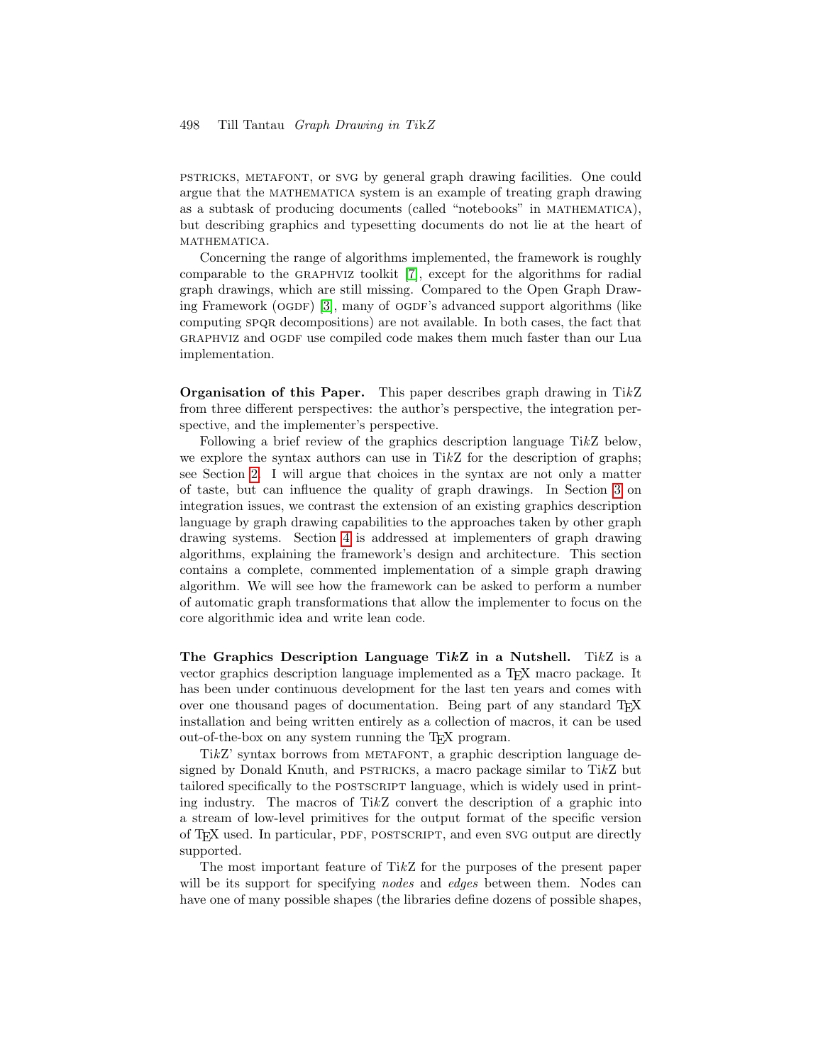PSTRICKS, METAFONT, or SVG by general graph drawing facilities. One could argue that the MATHEMATICA system is an example of treating graph drawing as a subtask of producing documents (called "notebooks" in MATHEMATICA), but describing graphics and typesetting documents do not lie at the heart of MATHEMATICA.

Concerning the range of algorithms implemented, the framework is roughly comparable to the GRAPHVIZ toolkit [7], except for the algorithms for radial graph drawings, which are still missing. Compared to the Open Graph Drawing Framework (OGDF) [3], many of OGDF's advanced support algorithms (like computing SPQR decompositions) are not available. In both cases, the fact that GRAPHVIZ and OGDF use compiled code makes them much faster than our Lua implementation.

**Organisation of this Paper.** This paper describes graph drawing in Ti*k*Z from three different perspectives: the author's perspective, the integration perspective, and the implementer's perspective.

Following a brief review of the graphics description language Ti*k*Z below, we explore the syntax authors can use in Ti*k*Z for the description of graphs; see Section 2. I will argue that choices in the syntax are not only a matter of taste, but can influence the quality of graph drawings. In Section 3 on integration issues, we contrast the extension of an existing graphics description language by graph drawing capabilities to the approaches taken by other graph drawing systems. Section 4 is addressed at implementers of graph drawing algorithms, explaining the framework's design and architecture. This section contains a complete, commented implementation of a simple graph drawing algorithm. We will see how the framework can be asked to perform a number of automatic graph transformations that allow the implementer to focus on the core algorithmic idea and write lean code.

**The Graphics Description Language Ti*k*Z in a Nutshell.** Ti*k*Z is a vector graphics description language implemented as a TeX macro package. It has been under continuous development for the last ten years and comes with over one thousand pages of documentation. Being part of any standard TeX installation and being written entirely as a collection of macros, it can be used out-of-the-box on any system running the TeX program.

Ti*k*Z' syntax borrows from METAFONT, a graphic description language designed by Donald Knuth, and PSTRICKS, a macro package similar to Ti*k*Z but tailored specifically to the POSTSCRIPT language, which is widely used in printing industry. The macros of Ti*k*Z convert the description of a graphic into a stream of low-level primitives for the output format of the specific version of TeX used. In particular, PDF, POSTSCRIPT, and even SVG output are directly supported.

The most important feature of Ti*k*Z for the purposes of the present paper will be its support for specifying *nodes* and *edges* between them. Nodes can have one of many possible shapes (the libraries define dozens of possible shapes,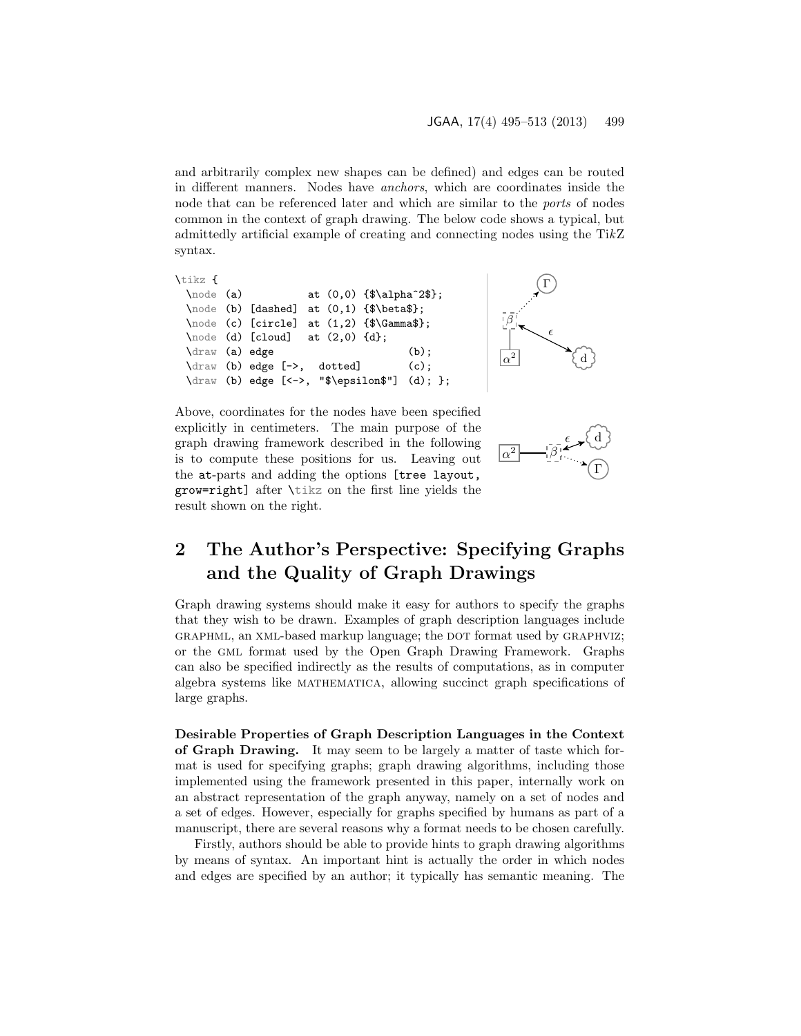and arbitrarily complex new shapes can be defined) and edges can be routed in different manners. Nodes have *anchors*, which are coordinates inside the node that can be referenced later and which are similar to the *ports* of nodes common in the context of graph drawing. The below code shows a typical, but admittedly artificial example of creating and connecting nodes using the Ti*k*Z syntax.

```
\tikz {
  \node (a)           at (0,0) {$\alpha^2$};
  \node (b) [dashed]  at (0,1) {$\beta$};
  \node (c) [circle]  at (1,2) {$\Gamma$};
  \node (d) [cloud]   at (2,0) {d};
  \draw (a) edge                      (b);
  \draw (b) edge [->,  dotted]        (c);
  \draw (b) edge [<->, "$\epsilon$"]  (d); };
```

Above, coordinates for the nodes have been specified explicitly in centimeters. The main purpose of the graph drawing framework described in the following is to compute these positions for us. Leaving out the `at`-parts and adding the options `[tree layout, grow=right]` after `\tikz` on the first line yields the result shown on the right.

## 2 The Author's Perspective: Specifying Graphs and the Quality of Graph Drawings

Graph drawing systems should make it easy for authors to specify the graphs that they wish to be drawn. Examples of graph description languages include GRAPHML, an XML-based markup language; the DOT format used by GRAPHVIZ; or the GML format used by the Open Graph Drawing Framework. Graphs can also be specified indirectly as the results of computations, as in computer algebra systems like MATHEMATICA, allowing succinct graph specifications of large graphs.

**Desirable Properties of Graph Description Languages in the Context of Graph Drawing.** It may seem to be largely a matter of taste which format is used for specifying graphs; graph drawing algorithms, including those implemented using the framework presented in this paper, internally work on an abstract representation of the graph anyway, namely on a set of nodes and a set of edges. However, especially for graphs specified by humans as part of a manuscript, there are several reasons why a format needs to be chosen carefully.

Firstly, authors should be able to provide hints to graph drawing algorithms by means of syntax. An important hint is actually the order in which nodes and edges are specified by an author; it typically has semantic meaning. The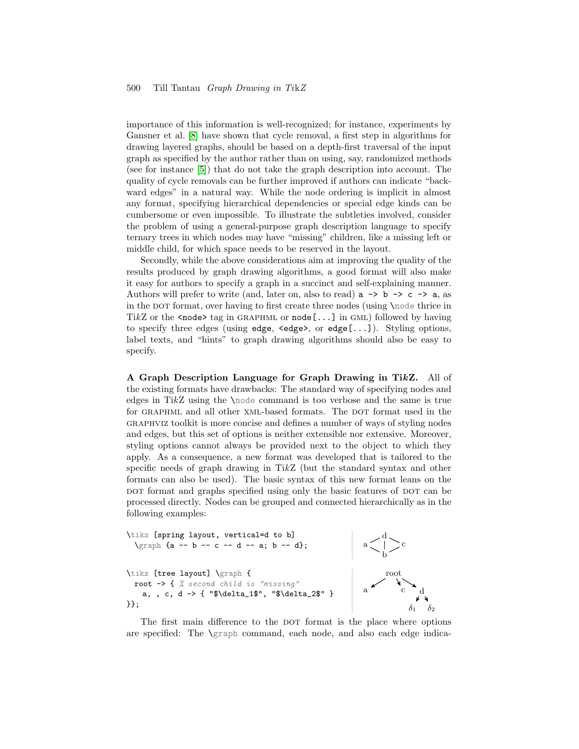importance of this information is well-recognized; for instance, experiments by Gansner et al. [8] have shown that cycle removal, a first step in algorithms for drawing layered graphs, should be based on a depth-first traversal of the input graph as specified by the author rather than on using, say, randomized methods (see for instance [5]) that do not take the graph description into account. The quality of cycle removals can be further improved if authors can indicate "backward edges" in a natural way. While the node ordering is implicit in almost any format, specifying hierarchical dependencies or special edge kinds can be cumbersome or even impossible. To illustrate the subtleties involved, consider the problem of using a general-purpose graph description language to specify ternary trees in which nodes may have "missing" children, like a missing left or middle child, for which space needs to be reserved in the layout.

Secondly, while the above considerations aim at improving the quality of the results produced by graph drawing algorithms, a good format will also make it easy for authors to specify a graph in a succinct and self-explaining manner. Authors will prefer to write (and, later on, also to read) `a -> b -> c -> a`, as in the DOT format, over having to first create three nodes (using `\node` thrice in Ti*k*Z or the `<node>` tag in GRAPHML or `node[...]` in GML) followed by having to specify three edges (using `edge`, `<edge>`, or `edge[...]`). Styling options, label texts, and "hints" to graph drawing algorithms should also be easy to specify.

**A Graph Description Language for Graph Drawing in Ti*k*Z.** All of the existing formats have drawbacks: The standard way of specifying nodes and edges in Ti*k*Z using the `\node` command is too verbose and the same is true for GRAPHML and all other XML-based formats. The DOT format used in the GRAPHVIZ toolkit is more concise and defines a number of ways of styling nodes and edges, but this set of options is neither extensible nor extensive. Moreover, styling options cannot always be provided next to the object to which they apply. As a consequence, a new format was developed that is tailored to the specific needs of graph drawing in Ti*k*Z (but the standard syntax and other formats can also be used). The basic syntax of this new format leans on the DOT format and graphs specified using only the basic features of DOT can be processed directly. Nodes can be grouped and connected hierarchically as in the following examples:

```
\tikz [spring layout, vertical=d to b]
  \graph {a -- b -- c -- d -- a; b -- d};
```

```
\tikz [tree layout] \graph {
  root -> { % second child is "missing"
    a, , c, d -> { "$\delta_1$", "$\delta_2$" }
}};
```

The first main difference to the DOT format is the place where options are specified: The `\graph` command, each node, and also each edge indica-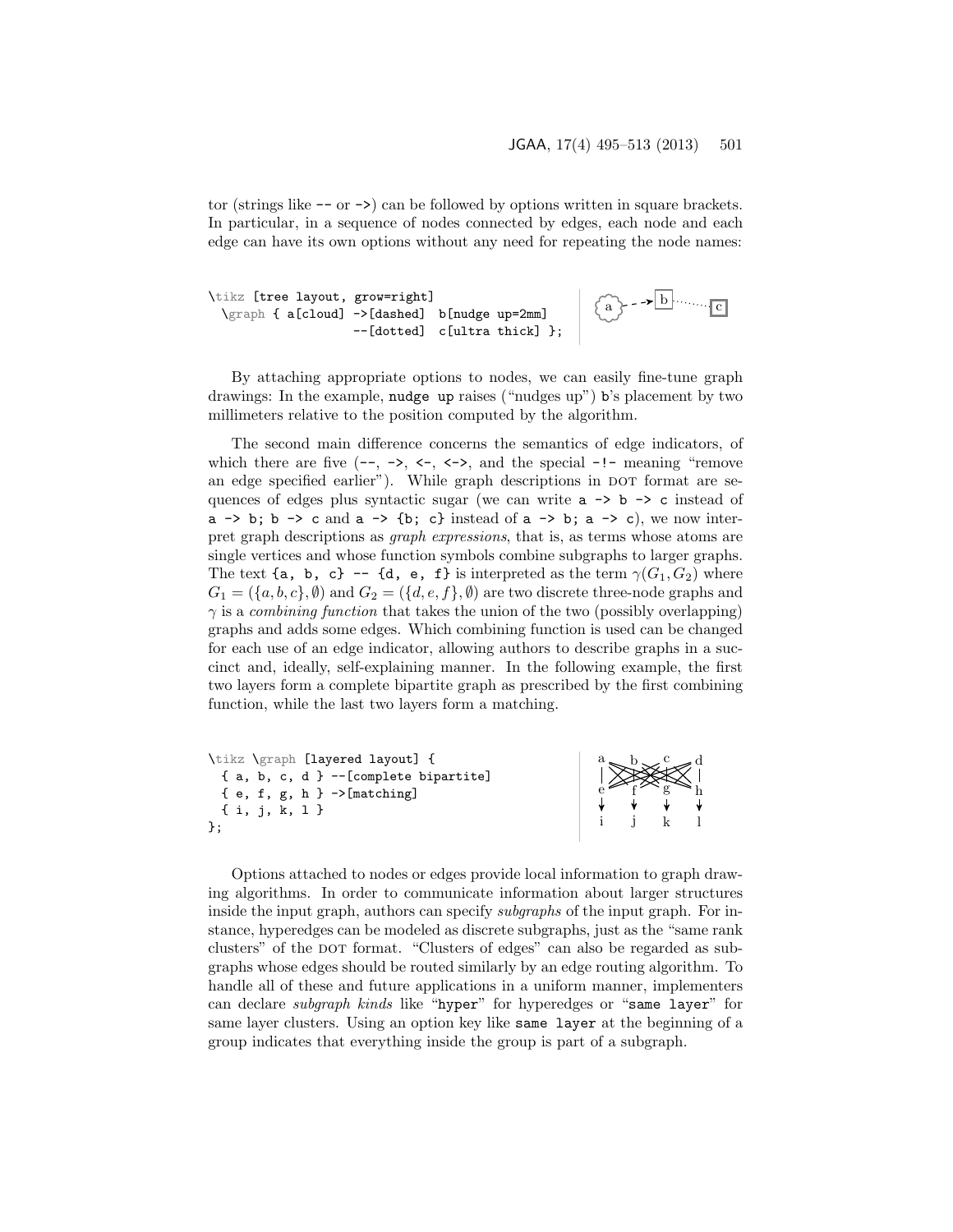tor (strings like `--` or `->`) can be followed by options written in square brackets. In particular, in a sequence of nodes connected by edges, each node and each edge can have its own options without any need for repeating the node names:

```
\tikz [tree layout, grow=right]
  \graph { a[cloud] ->[dashed]  b[nudge up=2mm]
                    --[dotted]  c[ultra thick] };
```

By attaching appropriate options to nodes, we can easily fine-tune graph drawings: In the example, `nudge up` raises ("nudges up") `b`'s placement by two millimeters relative to the position computed by the algorithm.

The second main difference concerns the semantics of edge indicators, of which there are five (`--`, `->`, `<-`, `<->`, and the special `-!-` meaning "remove an edge specified earlier"). While graph descriptions in DOT format are sequences of edges plus syntactic sugar (we can write `a -> b -> c` instead of `a -> b; b -> c` and `a -> {b; c}` instead of `a -> b; a -> c`), we now interpret graph descriptions as *graph expressions*, that is, as terms whose atoms are single vertices and whose function symbols combine subgraphs to larger graphs. The text `{a, b, c} -- {d, e, f}` is interpreted as the term $\gamma(G_1, G_2)$ where $G_1 = (\{a, b, c\}, \emptyset)$ and $G_2 = (\{d, e, f\}, \emptyset)$ are two discrete three-node graphs and $\gamma$ is a *combining function* that takes the union of the two (possibly overlapping) graphs and adds some edges. Which combining function is used can be changed for each use of an edge indicator, allowing authors to describe graphs in a succinct and, ideally, self-explaining manner. In the following example, the first two layers form a complete bipartite graph as prescribed by the first combining function, while the last two layers form a matching.

```
\tikz \graph [layered layout] {
  { a, b, c, d } --[complete bipartite]
  { e, f, g, h } ->[matching]
  { i, j, k, l }
};
```

Options attached to nodes or edges provide local information to graph drawing algorithms. In order to communicate information about larger structures inside the input graph, authors can specify *subgraphs* of the input graph. For instance, hyperedges can be modeled as discrete subgraphs, just as the "same rank clusters" of the DOT format. "Clusters of edges" can also be regarded as subgraphs whose edges should be routed similarly by an edge routing algorithm. To handle all of these and future applications in a uniform manner, implementers can declare *subgraph kinds* like "`hyper`" for hyperedges or "`same layer`" for same layer clusters. Using an option key like `same layer` at the beginning of a group indicates that everything inside the group is part of a subgraph.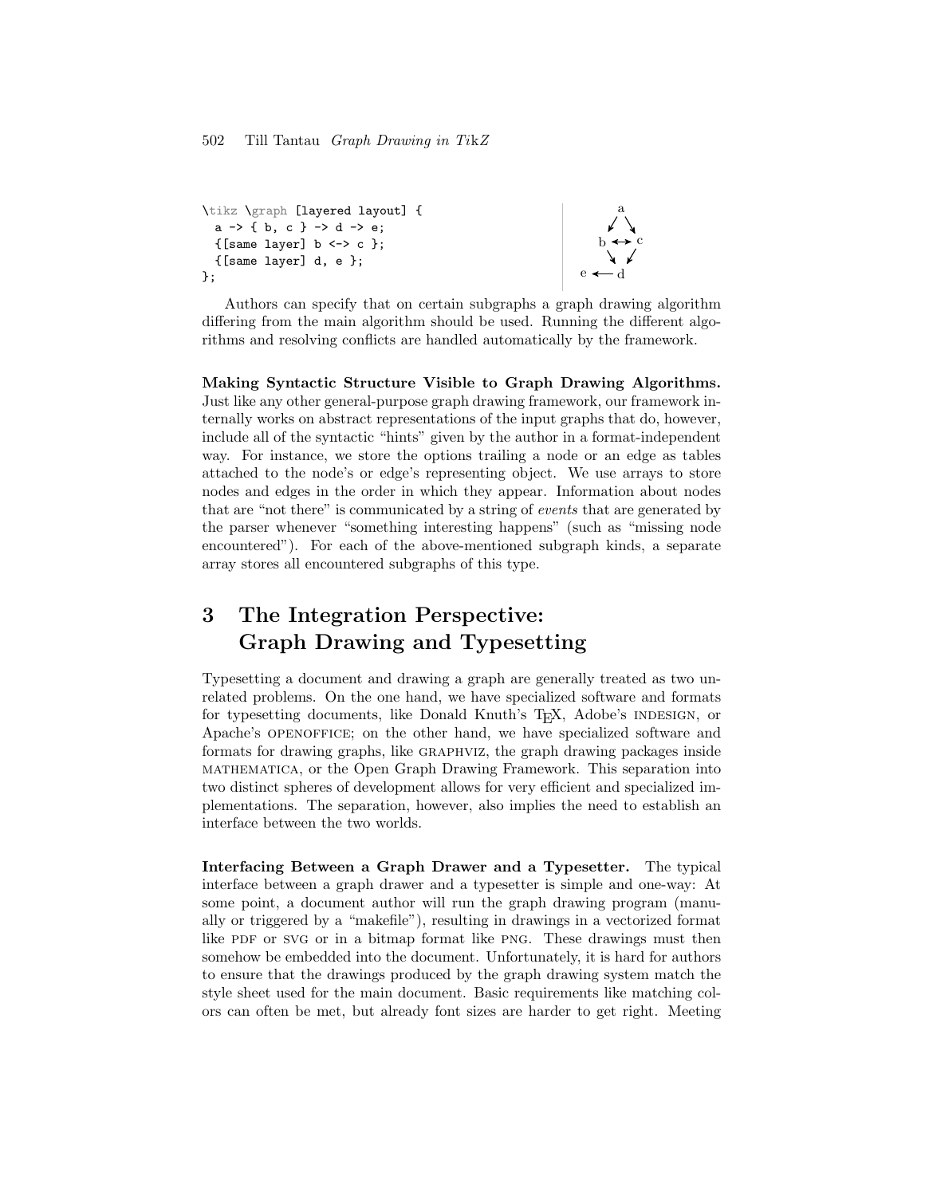```
\tikz \graph [layered layout] {
  a -> { b, c } -> d -> e;
  {[same layer] b <-> c };
  {[same layer] d, e };
};
```

Authors can specify that on certain subgraphs a graph drawing algorithm differing from the main algorithm should be used. Running the different algorithms and resolving conflicts are handled automatically by the framework.

**Making Syntactic Structure Visible to Graph Drawing Algorithms.** Just like any other general-purpose graph drawing framework, our framework internally works on abstract representations of the input graphs that do, however, include all of the syntactic "hints" given by the author in a format-independent way. For instance, we store the options trailing a node or an edge as tables attached to the node's or edge's representing object. We use arrays to store nodes and edges in the order in which they appear. Information about nodes that are "not there" is communicated by a string of *events* that are generated by the parser whenever "something interesting happens" (such as "missing node encountered"). For each of the above-mentioned subgraph kinds, a separate array stores all encountered subgraphs of this type.

## 3 The Integration Perspective: Graph Drawing and Typesetting

Typesetting a document and drawing a graph are generally treated as two unrelated problems. On the one hand, we have specialized software and formats for typesetting documents, like Donald Knuth's TeX, Adobe's INDESIGN, or Apache's OPENOFFICE; on the other hand, we have specialized software and formats for drawing graphs, like GRAPHVIZ, the graph drawing packages inside MATHEMATICA, or the Open Graph Drawing Framework. This separation into two distinct spheres of development allows for very efficient and specialized implementations. The separation, however, also implies the need to establish an interface between the two worlds.

**Interfacing Between a Graph Drawer and a Typesetter.** The typical interface between a graph drawer and a typesetter is simple and one-way: At some point, a document author will run the graph drawing program (manually or triggered by a "makefile"), resulting in drawings in a vectorized format like PDF or SVG or in a bitmap format like PNG. These drawings must then somehow be embedded into the document. Unfortunately, it is hard for authors to ensure that the drawings produced by the graph drawing system match the style sheet used for the main document. Basic requirements like matching colors can often be met, but already font sizes are harder to get right. Meeting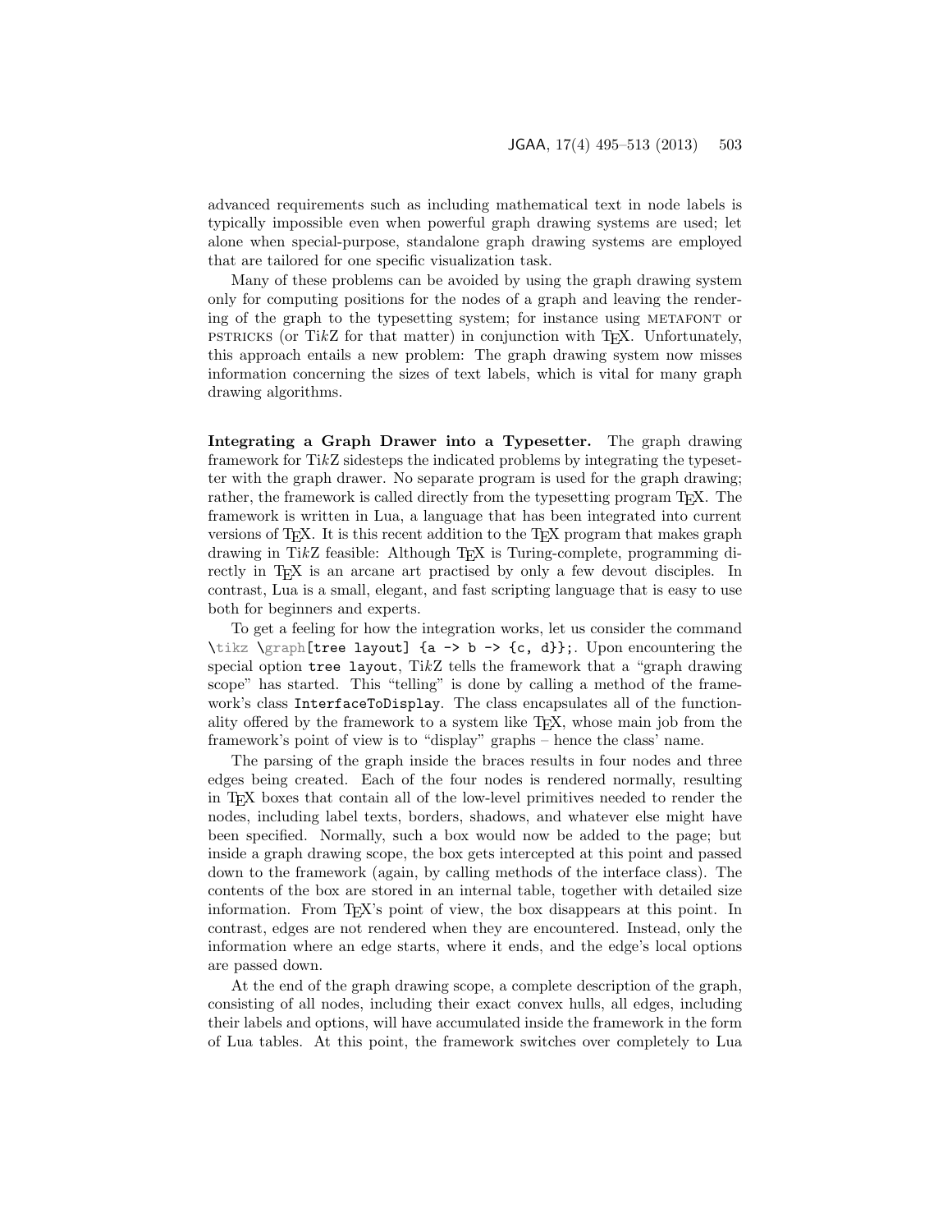advanced requirements such as including mathematical text in node labels is typically impossible even when powerful graph drawing systems are used; let alone when special-purpose, standalone graph drawing systems are employed that are tailored for one specific visualization task.

Many of these problems can be avoided by using the graph drawing system only for computing positions for the nodes of a graph and leaving the rendering of the graph to the typesetting system; for instance using METAFONT or PSTRICKS (or Ti*k*Z for that matter) in conjunction with TeX. Unfortunately, this approach entails a new problem: The graph drawing system now misses information concerning the sizes of text labels, which is vital for many graph drawing algorithms.

**Integrating a Graph Drawer into a Typesetter.** The graph drawing framework for Ti*k*Z sidesteps the indicated problems by integrating the typesetter with the graph drawer. No separate program is used for the graph drawing; rather, the framework is called directly from the typesetting program TeX. The framework is written in Lua, a language that has been integrated into current versions of TeX. It is this recent addition to the TeX program that makes graph drawing in Ti*k*Z feasible: Although TeX is Turing-complete, programming directly in TeX is an arcane art practised by only a few devout disciples. In contrast, Lua is a small, elegant, and fast scripting language that is easy to use both for beginners and experts.

To get a feeling for how the integration works, let us consider the command `\tikz \graph[tree layout] {a -> b -> {c, d}};`. Upon encountering the special option `tree layout`, Ti*k*Z tells the framework that a "graph drawing scope" has started. This "telling" is done by calling a method of the framework's class `InterfaceToDisplay`. The class encapsulates all of the functionality offered by the framework to a system like TeX, whose main job from the framework's point of view is to "display" graphs – hence the class' name.

The parsing of the graph inside the braces results in four nodes and three edges being created. Each of the four nodes is rendered normally, resulting in TeX boxes that contain all of the low-level primitives needed to render the nodes, including label texts, borders, shadows, and whatever else might have been specified. Normally, such a box would now be added to the page; but inside a graph drawing scope, the box gets intercepted at this point and passed down to the framework (again, by calling methods of the interface class). The contents of the box are stored in an internal table, together with detailed size information. From TeX's point of view, the box disappears at this point. In contrast, edges are not rendered when they are encountered. Instead, only the information where an edge starts, where it ends, and the edge's local options are passed down.

At the end of the graph drawing scope, a complete description of the graph, consisting of all nodes, including their exact convex hulls, all edges, including their labels and options, will have accumulated inside the framework in the form of Lua tables. At this point, the framework switches over completely to Lua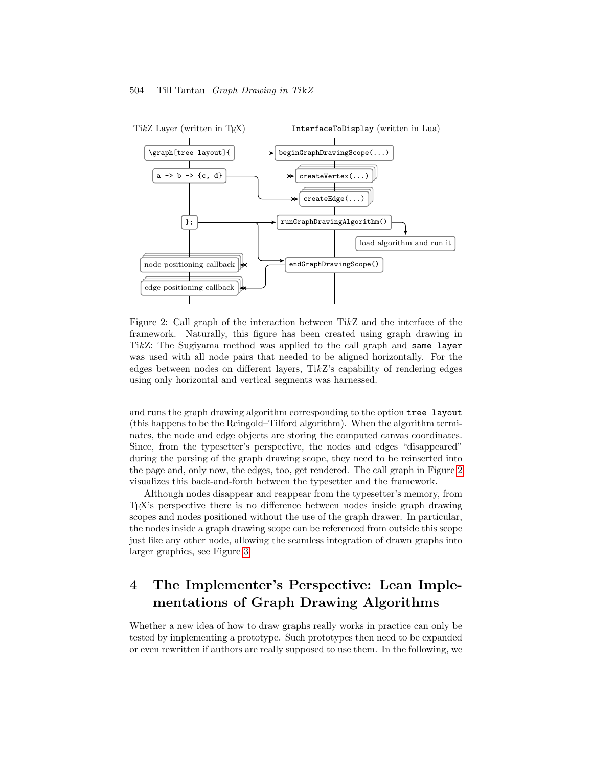TikZ Layer (written in TEX)

InterfaceToDisplay (written in Lua)

```
\graph[tree layout]{          beginGraphDrawingScope(...)
a -> b -> {c, d}              createVertex(...)
                              createEdge(...)
};                            runGraphDrawingAlgorithm()
                                                  load algorithm and run it
node positioning callback     endGraphDrawingScope()
edge positioning callback
```

Figure 2: Call graph of the interaction between TikZ and the interface of the framework. Naturally, this figure has been created using graph drawing in TikZ: The Sugiyama method was applied to the call graph and `same layer` was used with all node pairs that needed to be aligned horizontally. For the edges between nodes on different layers, TikZ's capability of rendering edges using only horizontal and vertical segments was harnessed.

and runs the graph drawing algorithm corresponding to the option `tree layout` (this happens to be the Reingold–Tilford algorithm). When the algorithm terminates, the node and edge objects are storing the computed canvas coordinates. Since, from the typesetter's perspective, the nodes and edges "disappeared" during the parsing of the graph drawing scope, they need to be reinserted into the page and, only now, the edges, too, get rendered. The call graph in Figure 2 visualizes this back-and-forth between the typesetter and the framework.

Although nodes disappear and reappear from the typesetter's memory, from TEX's perspective there is no difference between nodes inside graph drawing scopes and nodes positioned without the use of the graph drawer. In particular, the nodes inside a graph drawing scope can be referenced from outside this scope just like any other node, allowing the seamless integration of drawn graphs into larger graphics, see Figure 3.

# 4 The Implementer's Perspective: Lean Implementations of Graph Drawing Algorithms

Whether a new idea of how to draw graphs really works in practice can only be tested by implementing a prototype. Such prototypes then need to be expanded or even rewritten if authors are really supposed to use them. In the following, we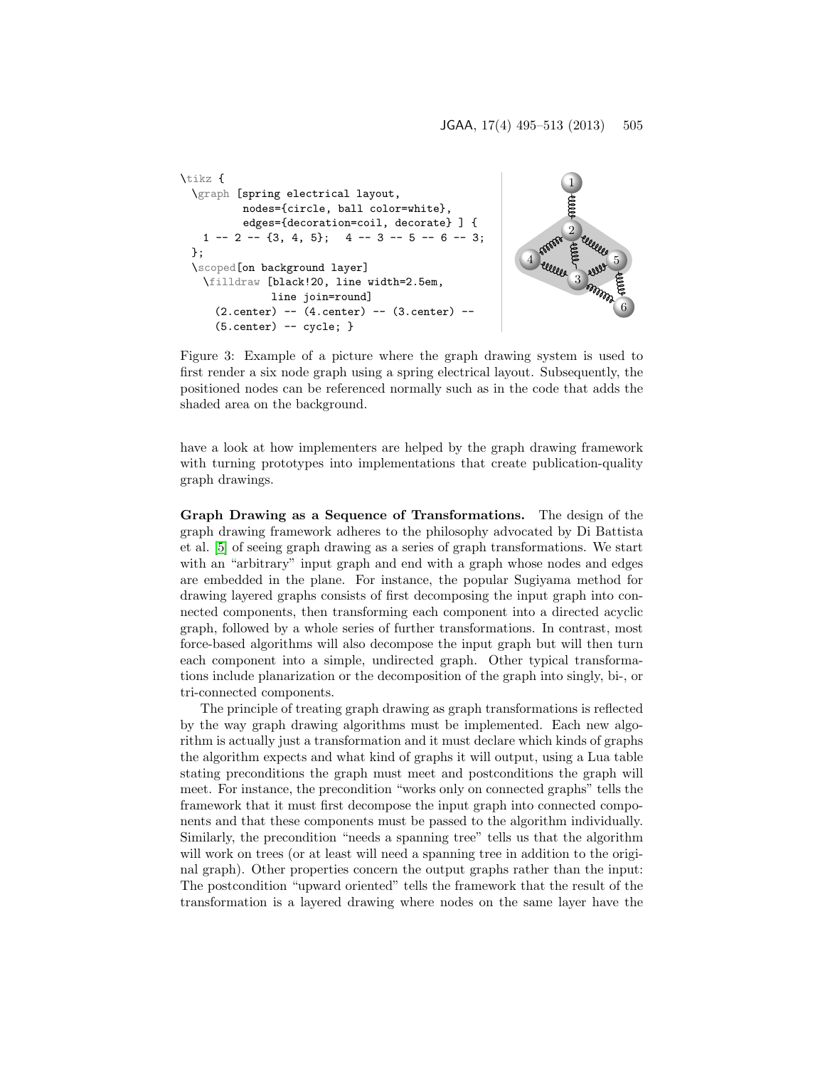```
\tikz {
  \graph [spring electrical layout,
          nodes={circle, ball color=white},
          edges={decoration=coil, decorate} ] {
    1 -- 2 -- {3, 4, 5};  4 -- 3 -- 5 -- 6 -- 3;
  };
  \scoped[on background layer]
    \filldraw [black!20, line width=2.5em,
               line join=round]
      (2.center) -- (4.center) -- (3.center) --
      (5.center) -- cycle; }
```

Figure 3: Example of a picture where the graph drawing system is used to first render a six node graph using a spring electrical layout. Subsequently, the positioned nodes can be referenced normally such as in the code that adds the shaded area on the background.

have a look at how implementers are helped by the graph drawing framework with turning prototypes into implementations that create publication-quality graph drawings.

**Graph Drawing as a Sequence of Transformations.** The design of the graph drawing framework adheres to the philosophy advocated by Di Battista et al. [5] of seeing graph drawing as a series of graph transformations. We start with an "arbitrary" input graph and end with a graph whose nodes and edges are embedded in the plane. For instance, the popular Sugiyama method for drawing layered graphs consists of first decomposing the input graph into connected components, then transforming each component into a directed acyclic graph, followed by a whole series of further transformations. In contrast, most force-based algorithms will also decompose the input graph but will then turn each component into a simple, undirected graph. Other typical transformations include planarization or the decomposition of the graph into singly, bi-, or tri-connected components.

The principle of treating graph drawing as graph transformations is reflected by the way graph drawing algorithms must be implemented. Each new algorithm is actually just a transformation and it must declare which kinds of graphs the algorithm expects and what kind of graphs it will output, using a Lua table stating preconditions the graph must meet and postconditions the graph will meet. For instance, the precondition "works only on connected graphs" tells the framework that it must first decompose the input graph into connected components and that these components must be passed to the algorithm individually. Similarly, the precondition "needs a spanning tree" tells us that the algorithm will work on trees (or at least will need a spanning tree in addition to the original graph). Other properties concern the output graphs rather than the input: The postcondition "upward oriented" tells the framework that the result of the transformation is a layered drawing where nodes on the same layer have the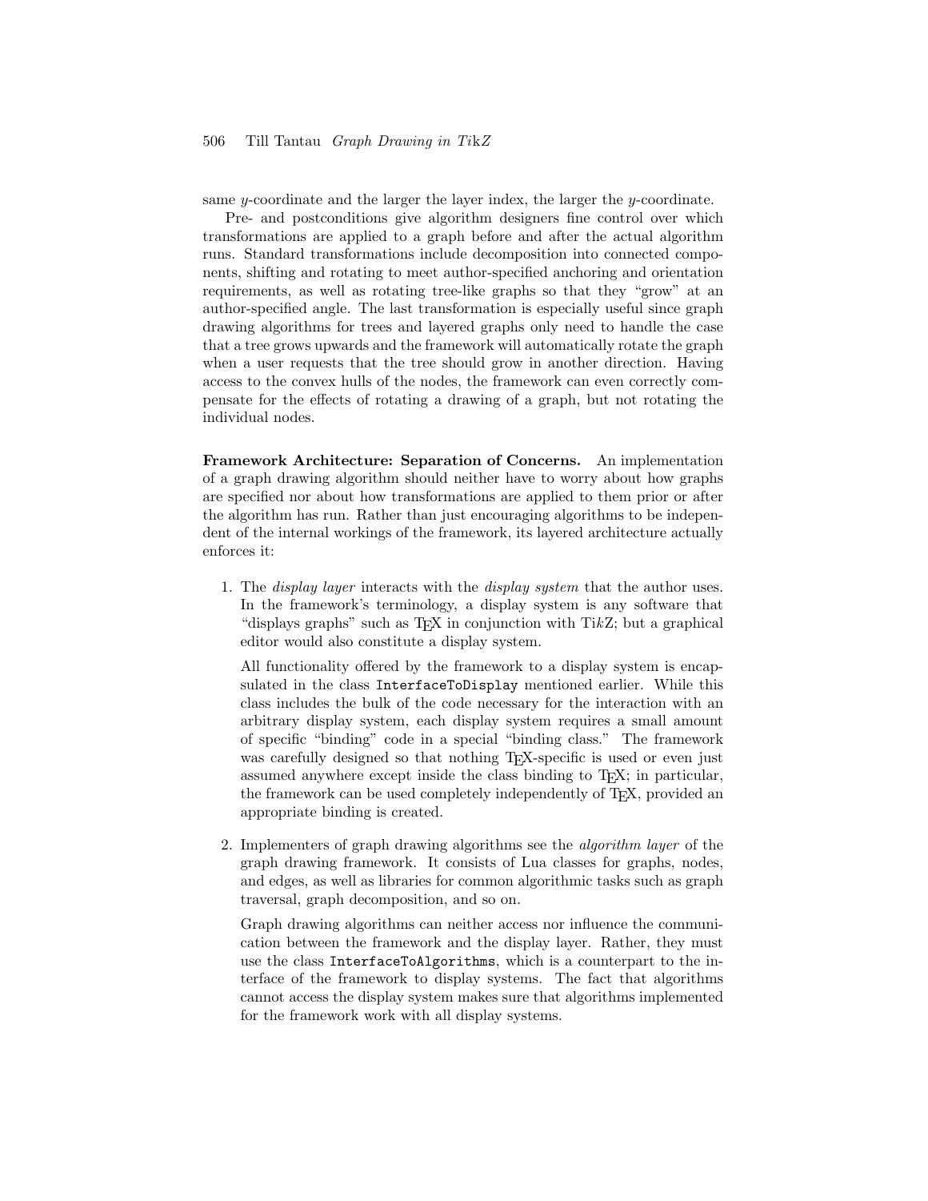same $y$-coordinate and the larger the layer index, the larger the $y$-coordinate.

Pre- and postconditions give algorithm designers fine control over which transformations are applied to a graph before and after the actual algorithm runs. Standard transformations include decomposition into connected components, shifting and rotating to meet author-specified anchoring and orientation requirements, as well as rotating tree-like graphs so that they "grow" at an author-specified angle. The last transformation is especially useful since graph drawing algorithms for trees and layered graphs only need to handle the case that a tree grows upwards and the framework will automatically rotate the graph when a user requests that the tree should grow in another direction. Having access to the convex hulls of the nodes, the framework can even correctly compensate for the effects of rotating a drawing of a graph, but not rotating the individual nodes.

**Framework Architecture: Separation of Concerns.** An implementation of a graph drawing algorithm should neither have to worry about how graphs are specified nor about how transformations are applied to them prior or after the algorithm has run. Rather than just encouraging algorithms to be independent of the internal workings of the framework, its layered architecture actually enforces it:

1. The *display layer* interacts with the *display system* that the author uses. In the framework's terminology, a display system is any software that "displays graphs" such as TEX in conjunction with Ti*k*Z; but a graphical editor would also constitute a display system.

   All functionality offered by the framework to a display system is encapsulated in the class `InterfaceToDisplay` mentioned earlier. While this class includes the bulk of the code necessary for the interaction with an arbitrary display system, each display system requires a small amount of specific "binding" code in a special "binding class." The framework was carefully designed so that nothing TEX-specific is used or even just assumed anywhere except inside the class binding to TEX; in particular, the framework can be used completely independently of TEX, provided an appropriate binding is created.

2. Implementers of graph drawing algorithms see the *algorithm layer* of the graph drawing framework. It consists of Lua classes for graphs, nodes, and edges, as well as libraries for common algorithmic tasks such as graph traversal, graph decomposition, and so on.

   Graph drawing algorithms can neither access nor influence the communication between the framework and the display layer. Rather, they must use the class `InterfaceToAlgorithms`, which is a counterpart to the interface of the framework to display systems. The fact that algorithms cannot access the display system makes sure that algorithms implemented for the framework work with all display systems.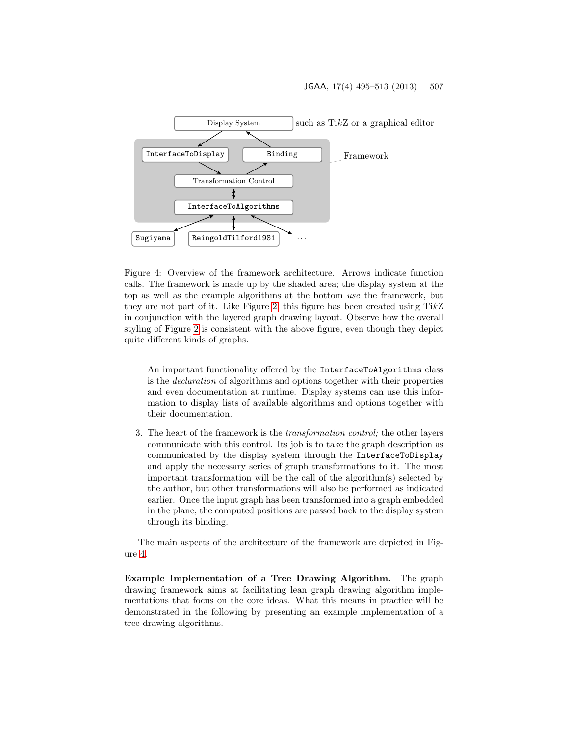Figure 4: Overview of the framework architecture. Arrows indicate function calls. The framework is made up by the shaded area; the display system at the top as well as the example algorithms at the bottom *use* the framework, but they are not part of it. Like Figure 2, this figure has been created using Ti*k*Z in conjunction with the layered graph drawing layout. Observe how the overall styling of Figure 2 is consistent with the above figure, even though they depict quite different kinds of graphs.

An important functionality offered by the `InterfaceToAlgorithms` class is the *declaration* of algorithms and options together with their properties and even documentation at runtime. Display systems can use this information to display lists of available algorithms and options together with their documentation.

3. The heart of the framework is the *transformation control;* the other layers communicate with this control. Its job is to take the graph description as communicated by the display system through the `InterfaceToDisplay` and apply the necessary series of graph transformations to it. The most important transformation will be the call of the algorithm(s) selected by the author, but other transformations will also be performed as indicated earlier. Once the input graph has been transformed into a graph embedded in the plane, the computed positions are passed back to the display system through its binding.

The main aspects of the architecture of the framework are depicted in Figure 4.

**Example Implementation of a Tree Drawing Algorithm.** The graph drawing framework aims at facilitating lean graph drawing algorithm implementations that focus on the core ideas. What this means in practice will be demonstrated in the following by presenting an example implementation of a tree drawing algorithms.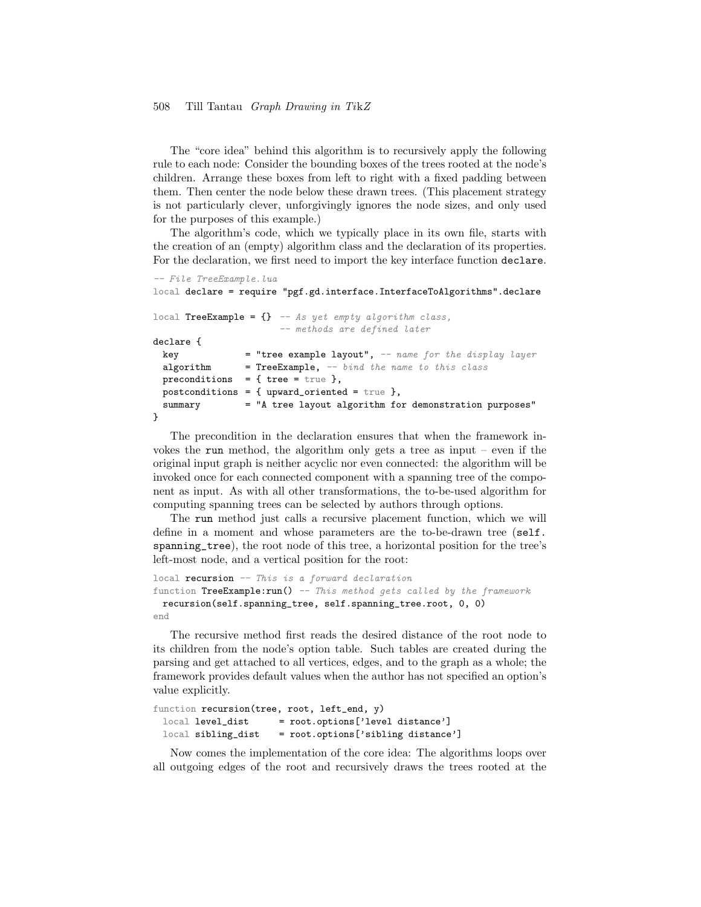The "core idea" behind this algorithm is to recursively apply the following rule to each node: Consider the bounding boxes of the trees rooted at the node's children. Arrange these boxes from left to right with a fixed padding between them. Then center the node below these drawn trees. (This placement strategy is not particularly clever, unforgivingly ignores the node sizes, and only used for the purposes of this example.)

The algorithm's code, which we typically place in its own file, starts with the creation of an (empty) algorithm class and the declaration of its properties. For the declaration, we first need to import the key interface function `declare`.

```
-- File TreeExample.lua
local declare = require "pgf.gd.interface.InterfaceToAlgorithms".declare

local TreeExample = {} -- As yet empty algorithm class,
                       -- methods are defined later
declare {
  key            = "tree example layout", -- name for the display layer
  algorithm      = TreeExample, -- bind the name to this class
  preconditions  = { tree = true },
  postconditions = { upward_oriented = true },
  summary        = "A tree layout algorithm for demonstration purposes"
}
```

The precondition in the declaration ensures that when the framework invokes the `run` method, the algorithm only gets a tree as input – even if the original input graph is neither acyclic nor even connected: the algorithm will be invoked once for each connected component with a spanning tree of the component as input. As with all other transformations, the to-be-used algorithm for computing spanning trees can be selected by authors through options.

The `run` method just calls a recursive placement function, which we will define in a moment and whose parameters are the to-be-drawn tree (`self.spanning_tree`), the root node of this tree, a horizontal position for the tree's left-most node, and a vertical position for the root:

```
local recursion -- This is a forward declaration
function TreeExample:run() -- This method gets called by the framework
  recursion(self.spanning_tree, self.spanning_tree.root, 0, 0)
end
```

The recursive method first reads the desired distance of the root node to its children from the node's option table. Such tables are created during the parsing and get attached to all vertices, edges, and to the graph as a whole; the framework provides default values when the author has not specified an option's value explicitly.

```
function recursion(tree, root, left_end, y)
  local level_dist     = root.options['level distance']
  local sibling_dist   = root.options['sibling distance']
```

Now comes the implementation of the core idea: The algorithms loops over all outgoing edges of the root and recursively draws the trees rooted at the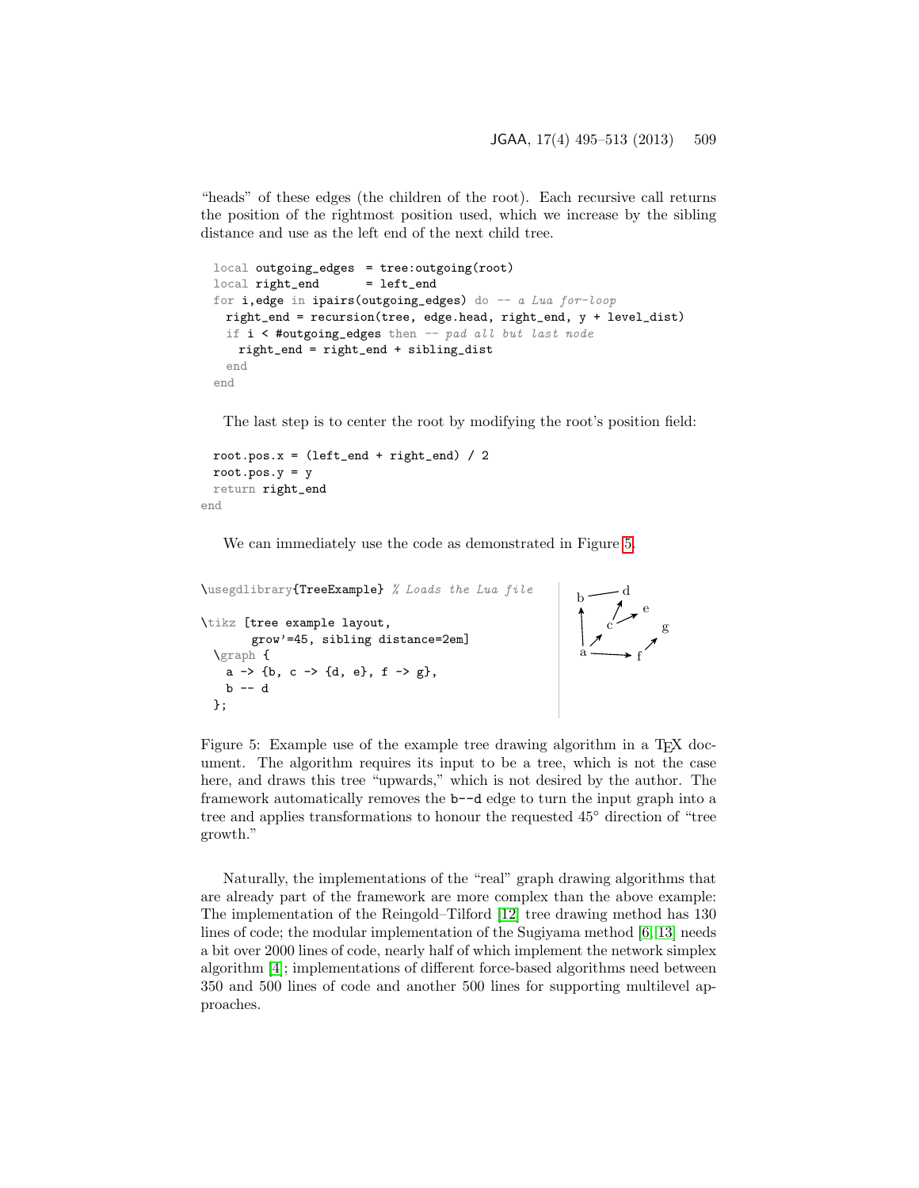"heads" of these edges (the children of the root). Each recursive call returns the position of the rightmost position used, which we increase by the sibling distance and use as the left end of the next child tree.

```
  local outgoing_edges  = tree:outgoing(root)
  local right_end       = left_end
  for i,edge in ipairs(outgoing_edges) do -- a Lua for-loop
    right_end = recursion(tree, edge.head, right_end, y + level_dist)
    if i < #outgoing_edges then -- pad all but last node
      right_end = right_end + sibling_dist
    end
  end
```

The last step is to center the root by modifying the root's position field:

```
  root.pos.x = (left_end + right_end) / 2
  root.pos.y = y
  return right_end
end
```

We can immediately use the code as demonstrated in Figure 5.

```
\usegdlibrary{TreeExample} % Loads the Lua file

\tikz [tree example layout,
       grow'=45, sibling distance=2em]
  \graph {
    a -> {b, c -> {d, e}, f -> g},
    b -- d
  };
```

Figure 5: Example use of the example tree drawing algorithm in a TEX document. The algorithm requires its input to be a tree, which is not the case here, and draws this tree "upwards," which is not desired by the author. The framework automatically removes the b--d edge to turn the input graph into a tree and applies transformations to honour the requested 45° direction of "tree growth."

Naturally, the implementations of the "real" graph drawing algorithms that are already part of the framework are more complex than the above example: The implementation of the Reingold–Tilford [12] tree drawing method has 130 lines of code; the modular implementation of the Sugiyama method [6][13] needs a bit over 2000 lines of code, nearly half of which implement the network simplex algorithm [4]; implementations of different force-based algorithms need between 350 and 500 lines of code and another 500 lines for supporting multilevel approaches.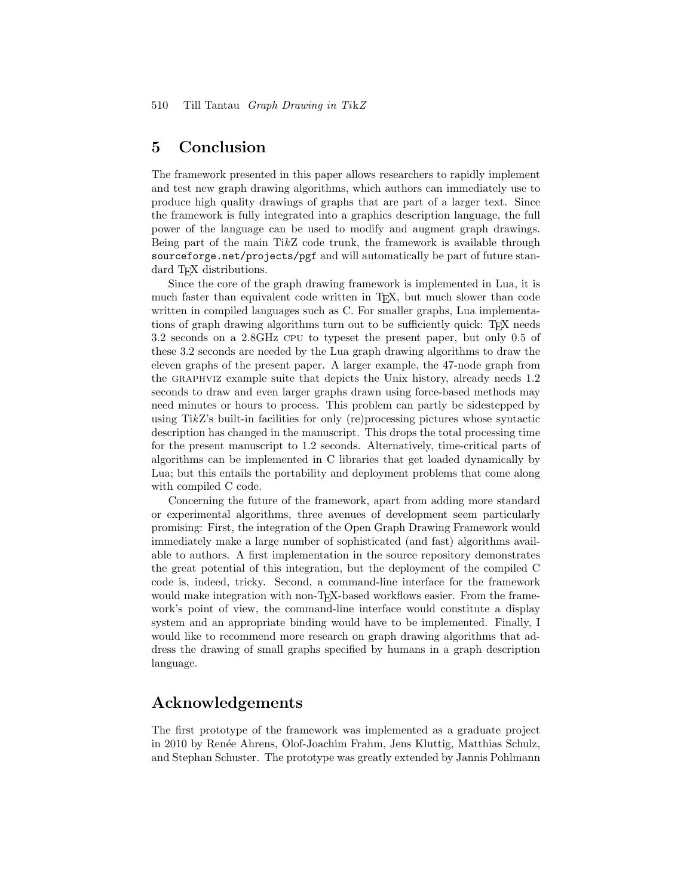## 5 Conclusion

The framework presented in this paper allows researchers to rapidly implement and test new graph drawing algorithms, which authors can immediately use to produce high quality drawings of graphs that are part of a larger text. Since the framework is fully integrated into a graphics description language, the full power of the language can be used to modify and augment graph drawings. Being part of the main Ti*k*Z code trunk, the framework is available through `sourceforge.net/projects/pgf` and will automatically be part of future standard TEX distributions.

Since the core of the graph drawing framework is implemented in Lua, it is much faster than equivalent code written in TEX, but much slower than code written in compiled languages such as C. For smaller graphs, Lua implementations of graph drawing algorithms turn out to be sufficiently quick: TEX needs 3.2 seconds on a 2.8GHz CPU to typeset the present paper, but only 0.5 of these 3.2 seconds are needed by the Lua graph drawing algorithms to draw the eleven graphs of the present paper. A larger example, the 47-node graph from the GRAPHVIZ example suite that depicts the Unix history, already needs 1.2 seconds to draw and even larger graphs drawn using force-based methods may need minutes or hours to process. This problem can partly be sidestepped by using Ti*k*Z's built-in facilities for only (re)processing pictures whose syntactic description has changed in the manuscript. This drops the total processing time for the present manuscript to 1.2 seconds. Alternatively, time-critical parts of algorithms can be implemented in C libraries that get loaded dynamically by Lua; but this entails the portability and deployment problems that come along with compiled C code.

Concerning the future of the framework, apart from adding more standard or experimental algorithms, three avenues of development seem particularly promising: First, the integration of the Open Graph Drawing Framework would immediately make a large number of sophisticated (and fast) algorithms available to authors. A first implementation in the source repository demonstrates the great potential of this integration, but the deployment of the compiled C code is, indeed, tricky. Second, a command-line interface for the framework would make integration with non-TEX-based workflows easier. From the framework's point of view, the command-line interface would constitute a display system and an appropriate binding would have to be implemented. Finally, I would like to recommend more research on graph drawing algorithms that address the drawing of small graphs specified by humans in a graph description language.

## Acknowledgements

The first prototype of the framework was implemented as a graduate project in 2010 by Renée Ahrens, Olof-Joachim Frahm, Jens Kluttig, Matthias Schulz, and Stephan Schuster. The prototype was greatly extended by Jannis Pohlmann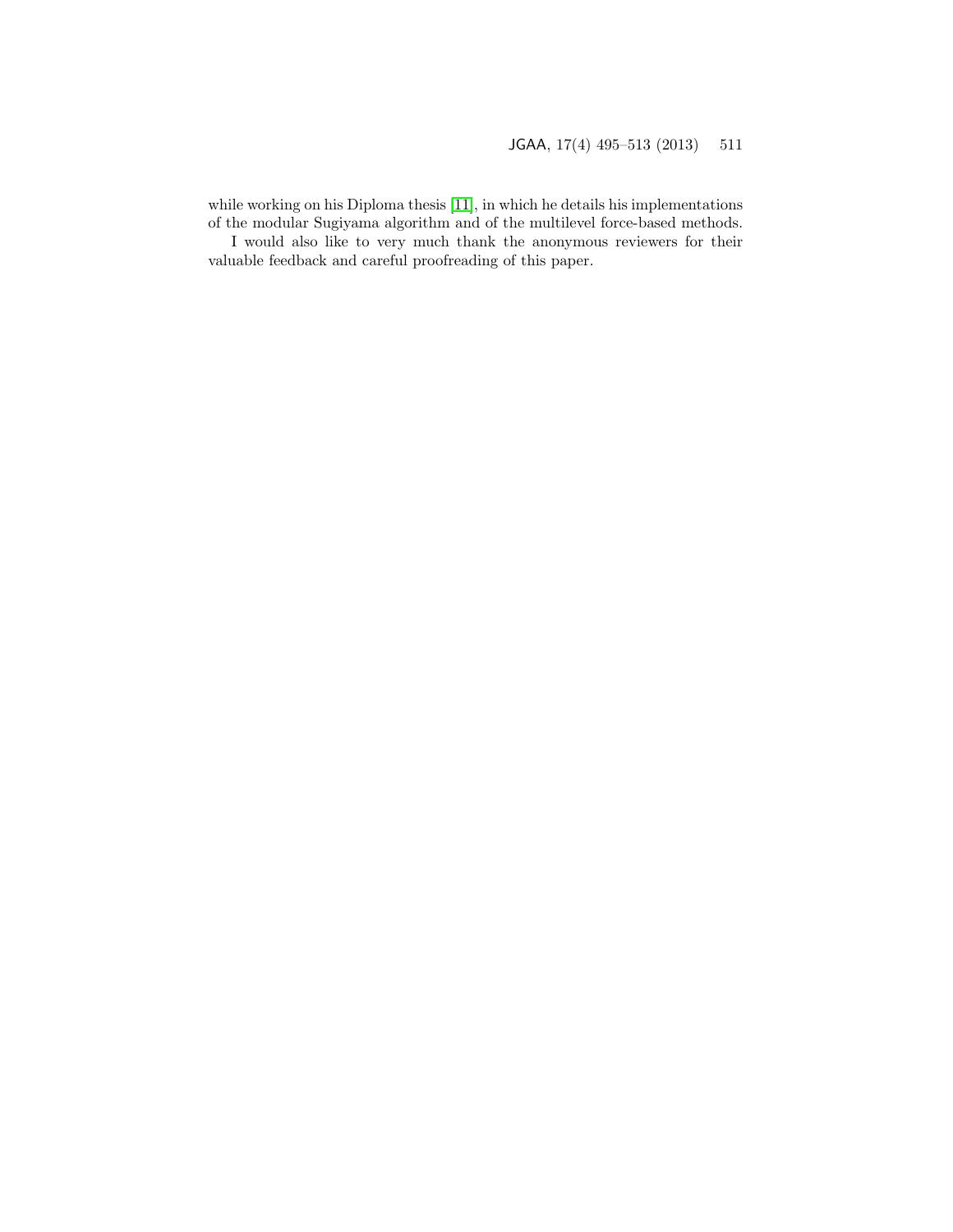while working on his Diploma thesis [11], in which he details his implementations of the modular Sugiyama algorithm and of the multilevel force-based methods.

I would also like to very much thank the anonymous reviewers for their valuable feedback and careful proofreading of this paper.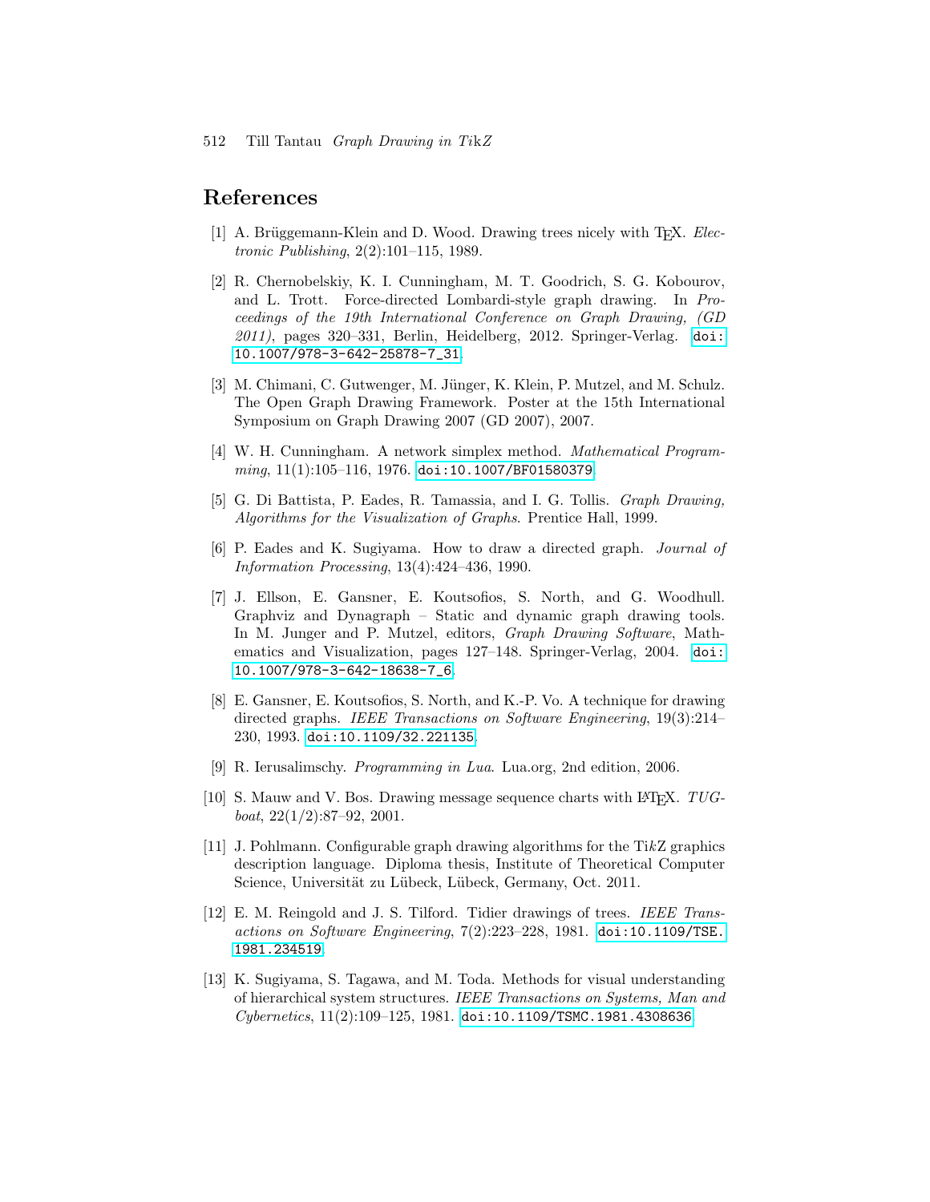## References

[1] A. Brüggemann-Klein and D. Wood. Drawing trees nicely with TEX. *Electronic Publishing*, 2(2):101–115, 1989.

[2] R. Chernobelskiy, K. I. Cunningham, M. T. Goodrich, S. G. Kobourov, and L. Trott. Force-directed Lombardi-style graph drawing. In *Proceedings of the 19th International Conference on Graph Drawing, (GD 2011)*, pages 320–331, Berlin, Heidelberg, 2012. Springer-Verlag. doi:10.1007/978-3-642-25878-7_31.

[3] M. Chimani, C. Gutwenger, M. Jünger, K. Klein, P. Mutzel, and M. Schulz. The Open Graph Drawing Framework. Poster at the 15th International Symposium on Graph Drawing 2007 (GD 2007), 2007.

[4] W. H. Cunningham. A network simplex method. *Mathematical Programming*, 11(1):105–116, 1976. doi:10.1007/BF01580379.

[5] G. Di Battista, P. Eades, R. Tamassia, and I. G. Tollis. *Graph Drawing, Algorithms for the Visualization of Graphs*. Prentice Hall, 1999.

[6] P. Eades and K. Sugiyama. How to draw a directed graph. *Journal of Information Processing*, 13(4):424–436, 1990.

[7] J. Ellson, E. Gansner, E. Koutsofios, S. North, and G. Woodhull. Graphviz and Dynagraph – Static and dynamic graph drawing tools. In M. Junger and P. Mutzel, editors, *Graph Drawing Software*, Mathematics and Visualization, pages 127–148. Springer-Verlag, 2004. doi:10.1007/978-3-642-18638-7_6.

[8] E. Gansner, E. Koutsofios, S. North, and K.-P. Vo. A technique for drawing directed graphs. *IEEE Transactions on Software Engineering*, 19(3):214–230, 1993. doi:10.1109/32.221135.

[9] R. Ierusalimschy. *Programming in Lua*. Lua.org, 2nd edition, 2006.

[10] S. Mauw and V. Bos. Drawing message sequence charts with LaTeX. *TUGboat*, 22(1/2):87–92, 2001.

[11] J. Pohlmann. Configurable graph drawing algorithms for the Ti*k*Z graphics description language. Diploma thesis, Institute of Theoretical Computer Science, Universität zu Lübeck, Lübeck, Germany, Oct. 2011.

[12] E. M. Reingold and J. S. Tilford. Tidier drawings of trees. *IEEE Transactions on Software Engineering*, 7(2):223–228, 1981. doi:10.1109/TSE.1981.234519.

[13] K. Sugiyama, S. Tagawa, and M. Toda. Methods for visual understanding of hierarchical system structures. *IEEE Transactions on Systems, Man and Cybernetics*, 11(2):109–125, 1981. doi:10.1109/TSMC.1981.4308636.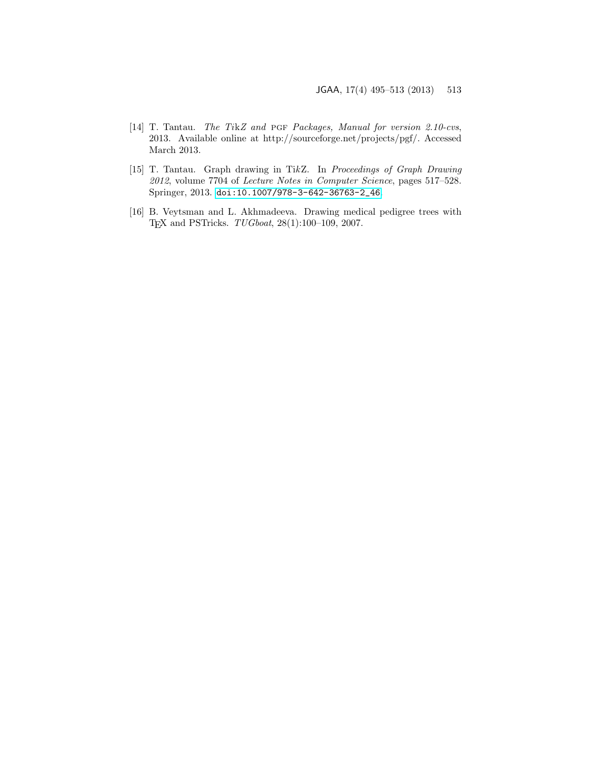[14] T. Tantau. *The TikZ and PGF Packages, Manual for version 2.10-cvs*, 2013. Available online at http://sourceforge.net/projects/pgf/. Accessed March 2013.

[15] T. Tantau. Graph drawing in TikZ. In *Proceedings of Graph Drawing 2012*, volume 7704 of *Lecture Notes in Computer Science*, pages 517–528. Springer, 2013. doi:10.1007/978-3-642-36763-2_46.

[16] B. Veytsman and L. Akhmadeeva. Drawing medical pedigree trees with TEX and PSTricks. *TUGboat*, 28(1):100–109, 2007.